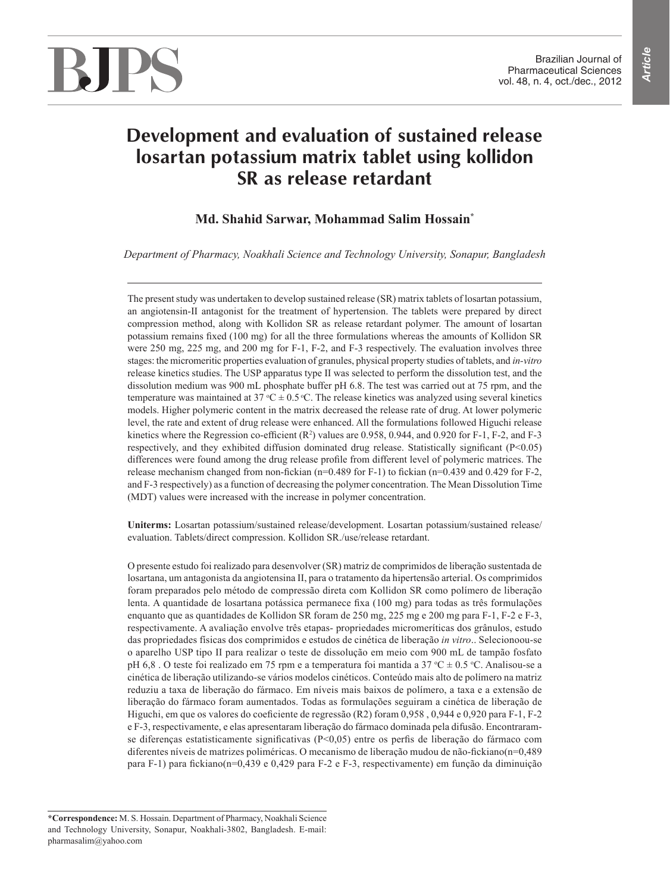# Development and evaluation of sustained release losartan potassium matrix tablet using kollidon SR as release retardant

**Md. Shahid Sarwar, Mohammad Salim Hossain***

*Department of Pharmacy, Noakhali Science and Technology University, Sonapur, Bangladesh*

The present study was undertaken to develop sustained release (SR) matrix tablets of losartan potassium, an angiotensin-II antagonist for the treatment of hypertension. The tablets were prepared by direct compression method, along with Kollidon SR as release retardant polymer. The amount of losartan potassium remains fixed (100 mg) for all the three formulations whereas the amounts of Kollidon SR were 250 mg, 225 mg, and 200 mg for F-1, F-2, and F-3 respectively. The evaluation involves three stages: the micromeritic properties evaluation of granules, physical property studies of tablets, and *in-vitro* release kinetics studies. The USP apparatus type II was selected to perform the dissolution test, and the dissolution medium was 900 mL phosphate buffer pH 6.8. The test was carried out at 75 rpm, and the temperature was maintained at 37 °C ± 0.5 °C. The release kinetics was analyzed using several kinetics models. Higher polymeric content in the matrix decreased the release rate of drug. At lower polymeric level, the rate and extent of drug release were enhanced. All the formulations followed Higuchi release kinetics where the Regression co-efficient ($R^2$) values are 0.958, 0.944, and 0.920 for F-1, F-2, and F-3 respectively, and they exhibited diffusion dominated drug release. Statistically significant ($P<0.05$) differences were found among the drug release profile from different level of polymeric matrices. The release mechanism changed from non-fickian (n=0.489 for F-1) to fickian (n=0.439 and 0.429 for F-2, and F-3 respectively) as a function of decreasing the polymer concentration. The Mean Dissolution Time (MDT) values were increased with the increase in polymer concentration.

**Uniterms:** Losartan potassium/sustained release/development. Losartan potassium/sustained release/ evaluation. Tablets/direct compression. Kollidon SR./use/release retardant.

O presente estudo foi realizado para desenvolver (SR) matriz de comprimidos de liberação sustentada de losartana, um antagonista da angiotensina II, para o tratamento da hipertensão arterial. Os comprimidos foram preparados pelo método de compressão direta com Kollidon SR como polímero de liberação lenta. A quantidade de losartana potássica permanece fixa (100 mg) para todas as três formulações enquanto que as quantidades de Kollidon SR foram de 250 mg, 225 mg e 200 mg para F-1, F-2 e F-3, respectivamente. A avaliação envolve três etapas- propriedades micromeríticas dos grânulos, estudo das propriedades físicas dos comprimidos e estudos de cinética de liberação *in vitro*.. Selecionoou-se o aparelho USP tipo II para realizar o teste de dissolução em meio com 900 mL de tampão fosfato pH 6,8 . O teste foi realizado em 75 rpm e a temperatura foi mantida a 37 °C ± 0.5 °C. Analisou-se a cinética de liberação utilizando-se vários modelos cinéticos. Conteúdo mais alto de polímero na matriz reduziu a taxa de liberação do fármaco. Em níveis mais baixos de polímero, a taxa e a extensão de liberação do fármaco foram aumentados. Todas as formulações seguiram a cinética de liberação de Higuchi, em que os valores do coeficiente de regressão (R2) foram 0,958 , 0,944 e 0,920 para F-1, F-2 e F-3, respectivamente, e elas apresentaram liberação do fármaco dominada pela difusão. Encontraram-se diferenças estatisticamente significativas (P<0,05) entre os perfis de liberação do fármaco com diferentes níveis de matrizes poliméricas. O mecanismo de liberação mudou de não-fickiano(n=0,489 para F-1) para fickiano(n=0,439 e 0,429 para F-2 e F-3, respectivamente) em função da diminuição

**\*Correspondence:** M. S. Hossain. Department of Pharmacy, Noakhali Science and Technology University, Sonapur, Noakhali-3802, Bangladesh. E-mail: pharmasalim@yahoo.com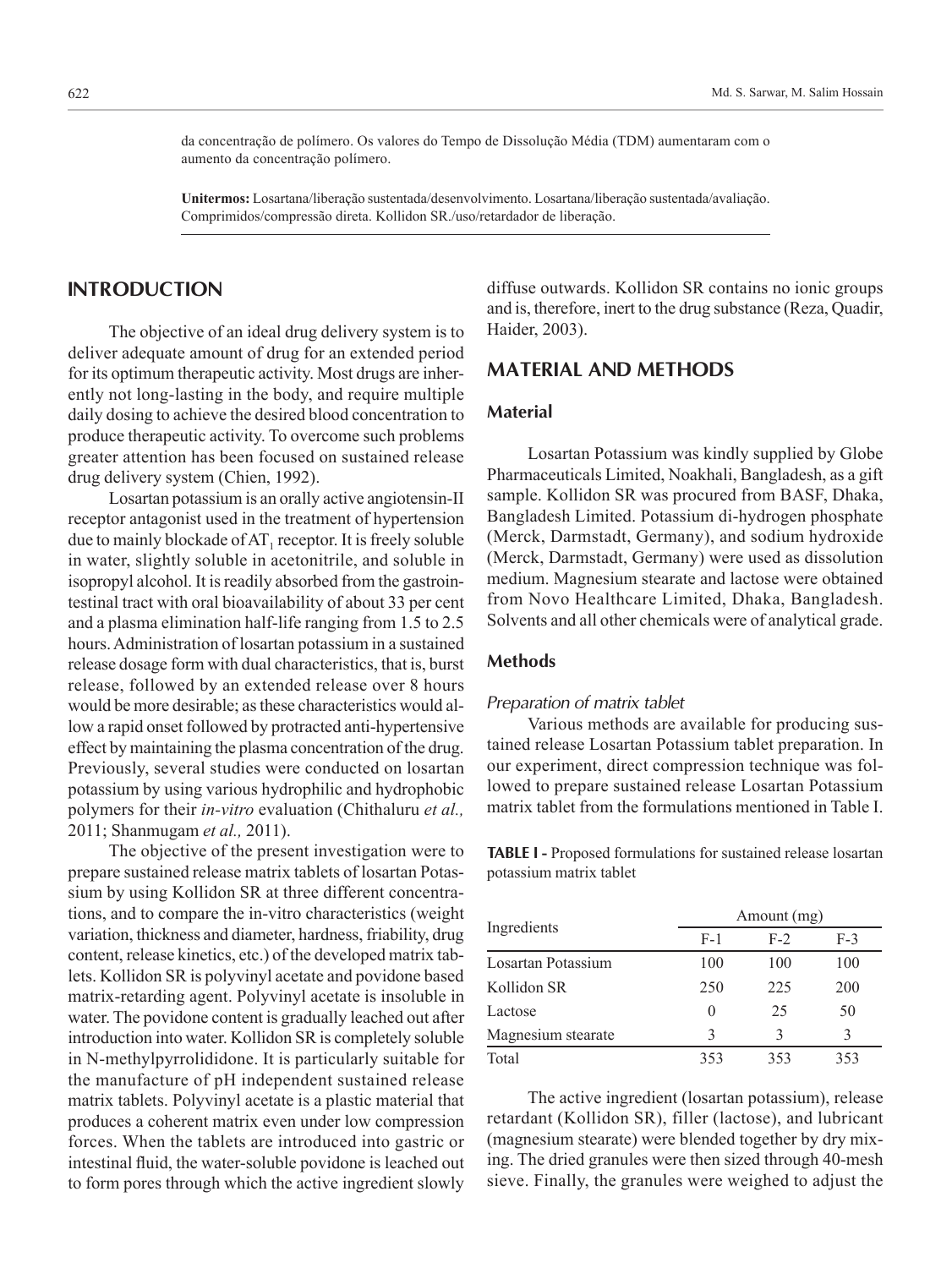da concentração de polímero. Os valores do Tempo de Dissolução Média (TDM) aumentaram com o aumento da concentração polímero.

**Unitermos:** Losartana/liberação sustentada/desenvolvimento. Losartana/liberação sustentada/avaliação. Comprimidos/compressão direta. Kollidon SR./uso/retardador de liberação.

## INTRODUCTION

The objective of an ideal drug delivery system is to deliver adequate amount of drug for an extended period for its optimum therapeutic activity. Most drugs are inherently not long-lasting in the body, and require multiple daily dosing to achieve the desired blood concentration to produce therapeutic activity. To overcome such problems greater attention has been focused on sustained release drug delivery system (Chien, 1992).

Losartan potassium is an orally active angiotensin-II receptor antagonist used in the treatment of hypertension due to mainly blockade of $AT_1$ receptor. It is freely soluble in water, slightly soluble in acetonitrile, and soluble in isopropyl alcohol. It is readily absorbed from the gastrointestinal tract with oral bioavailability of about 33 per cent and a plasma elimination half-life ranging from 1.5 to 2.5 hours. Administration of losartan potassium in a sustained release dosage form with dual characteristics, that is, burst release, followed by an extended release over 8 hours would be more desirable; as these characteristics would allow a rapid onset followed by protracted anti-hypertensive effect by maintaining the plasma concentration of the drug. Previously, several studies were conducted on losartan potassium by using various hydrophilic and hydrophobic polymers for their *in-vitro* evaluation (Chithaluru *et al.,* 2011; Shanmugam *et al.,* 2011).

The objective of the present investigation were to prepare sustained release matrix tablets of losartan Potassium by using Kollidon SR at three different concentrations, and to compare the in-vitro characteristics (weight variation, thickness and diameter, hardness, friability, drug content, release kinetics, etc.) of the developed matrix tablets. Kollidon SR is polyvinyl acetate and povidone based matrix-retarding agent. Polyvinyl acetate is insoluble in water. The povidone content is gradually leached out after introduction into water. Kollidon SR is completely soluble in N-methylpyrrolididone. It is particularly suitable for the manufacture of pH independent sustained release matrix tablets. Polyvinyl acetate is a plastic material that produces a coherent matrix even under low compression forces. When the tablets are introduced into gastric or intestinal fluid, the water-soluble povidone is leached out to form pores through which the active ingredient slowly diffuse outwards. Kollidon SR contains no ionic groups and is, therefore, inert to the drug substance (Reza, Quadir, Haider, 2003).

## MATERIAL AND METHODS

### Material

Losartan Potassium was kindly supplied by Globe Pharmaceuticals Limited, Noakhali, Bangladesh, as a gift sample. Kollidon SR was procured from BASF, Dhaka, Bangladesh Limited. Potassium di-hydrogen phosphate (Merck, Darmstadt, Germany), and sodium hydroxide (Merck, Darmstadt, Germany) were used as dissolution medium. Magnesium stearate and lactose were obtained from Novo Healthcare Limited, Dhaka, Bangladesh. Solvents and all other chemicals were of analytical grade.

### Methods

#### *Preparation of matrix tablet*

Various methods are available for producing sustained release Losartan Potassium tablet preparation. In our experiment, direct compression technique was followed to prepare sustained release Losartan Potassium matrix tablet from the formulations mentioned in Table I.

**TABLE I -** Proposed formulations for sustained release losartan potassium matrix tablet

| Ingredients | Amount (mg) | | |
|---|---|---|---|
| | F-1 | F-2 | F-3 |
| Losartan Potassium | 100 | 100 | 100 |
| Kollidon SR | 250 | 225 | 200 |
| Lactose | 0 | 25 | 50 |
| Magnesium stearate | 3 | 3 | 3 |
| Total | 353 | 353 | 353 |

The active ingredient (losartan potassium), release retardant (Kollidon SR), filler (lactose), and lubricant (magnesium stearate) were blended together by dry mixing. The dried granules were then sized through 40-mesh sieve. Finally, the granules were weighed to adjust the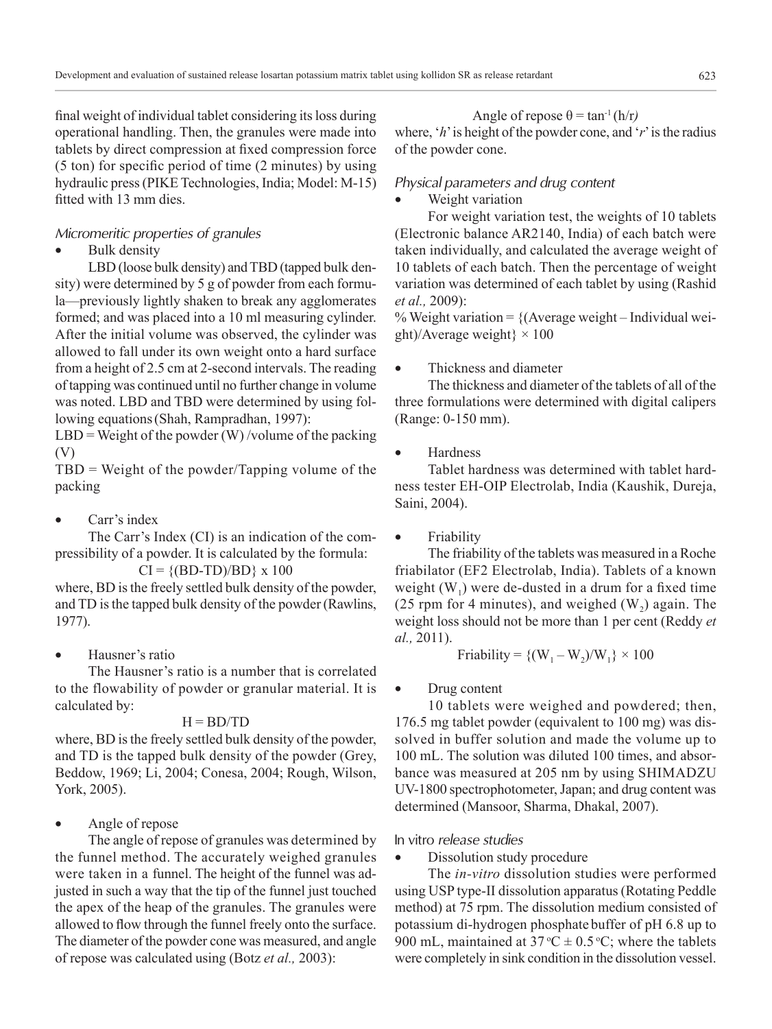final weight of individual tablet considering its loss during operational handling. Then, the granules were made into tablets by direct compression at fixed compression force (5 ton) for specific period of time (2 minutes) by using hydraulic press (PIKE Technologies, India; Model: M-15) fitted with 13 mm dies.

### *Micromeritic properties of granules*

- Bulk density

LBD (loose bulk density) and TBD (tapped bulk density) were determined by 5 g of powder from each formula—previously lightly shaken to break any agglomerates formed; and was placed into a 10 ml measuring cylinder. After the initial volume was observed, the cylinder was allowed to fall under its own weight onto a hard surface from a height of 2.5 cm at 2-second intervals. The reading of tapping was continued until no further change in volume was noted. LBD and TBD were determined by using following equations (Shah, Rampradhan, 1997):

LBD = Weight of the powder (W) /volume of the packing (V)

TBD = Weight of the powder/Tapping volume of the packing

- Carr's index

The Carr's Index (CI) is an indication of the compressibility of a powder. It is calculated by the formula:

$$CI = \{(BD-TD)/BD\} \times 100$$

where, BD is the freely settled bulk density of the powder, and TD is the tapped bulk density of the powder (Rawlins, 1977).

- Hausner's ratio

The Hausner's ratio is a number that is correlated to the flowability of powder or granular material. It is calculated by:

$$H = BD/TD$$

where, BD is the freely settled bulk density of the powder, and TD is the tapped bulk density of the powder (Grey, Beddow, 1969; Li, 2004; Conesa, 2004; Rough, Wilson, York, 2005).

- Angle of repose

The angle of repose of granules was determined by the funnel method. The accurately weighed granules were taken in a funnel. The height of the funnel was adjusted in such a way that the tip of the funnel just touched the apex of the heap of the granules. The granules were allowed to flow through the funnel freely onto the surface. The diameter of the powder cone was measured, and angle of repose was calculated using (Botz *et al.,* 2003):

$$\text{Angle of repose } \theta = \tan^{-1}(h/r)$$

where, '$h$' is height of the powder cone, and '$r$' is the radius of the powder cone.

### *Physical parameters and drug content*

- Weight variation

For weight variation test, the weights of 10 tablets (Electronic balance AR2140, India) of each batch were taken individually, and calculated the average weight of 10 tablets of each batch. Then the percentage of weight variation was determined of each tablet by using (Rashid *et al.,* 2009):

% Weight variation = {(Average weight – Individual weight)/Average weight} × 100

- Thickness and diameter

The thickness and diameter of the tablets of all of the three formulations were determined with digital calipers (Range: 0-150 mm).

- Hardness

Tablet hardness was determined with tablet hardness tester EH-OIP Electrolab, India (Kaushik, Dureja, Saini, 2004).

- Friability

The friability of the tablets was measured in a Roche friabilator (EF2 Electrolab, India). Tablets of a known weight ($W_1$) were de-dusted in a drum for a fixed time (25 rpm for 4 minutes), and weighed ($W_2$) again. The weight loss should not be more than 1 per cent (Reddy *et al.,* 2011).

$$\text{Friability} = \{(W_1 - W_2)/W_1\} \times 100$$

- Drug content

10 tablets were weighed and powdered; then, 176.5 mg tablet powder (equivalent to 100 mg) was dissolved in buffer solution and made the volume up to 100 mL. The solution was diluted 100 times, and absorbance was measured at 205 nm by using SHIMADZU UV-1800 spectrophotometer, Japan; and drug content was determined (Mansoor, Sharma, Dhakal, 2007).

### In vitro *release studies*

- Dissolution study procedure

The *in-vitro* dissolution studies were performed using USP type-II dissolution apparatus (Rotating Peddle method) at 75 rpm. The dissolution medium consisted of potassium di-hydrogen phosphate buffer of pH 6.8 up to 900 mL, maintained at 37 °C ± 0.5 °C; where the tablets were completely in sink condition in the dissolution vessel.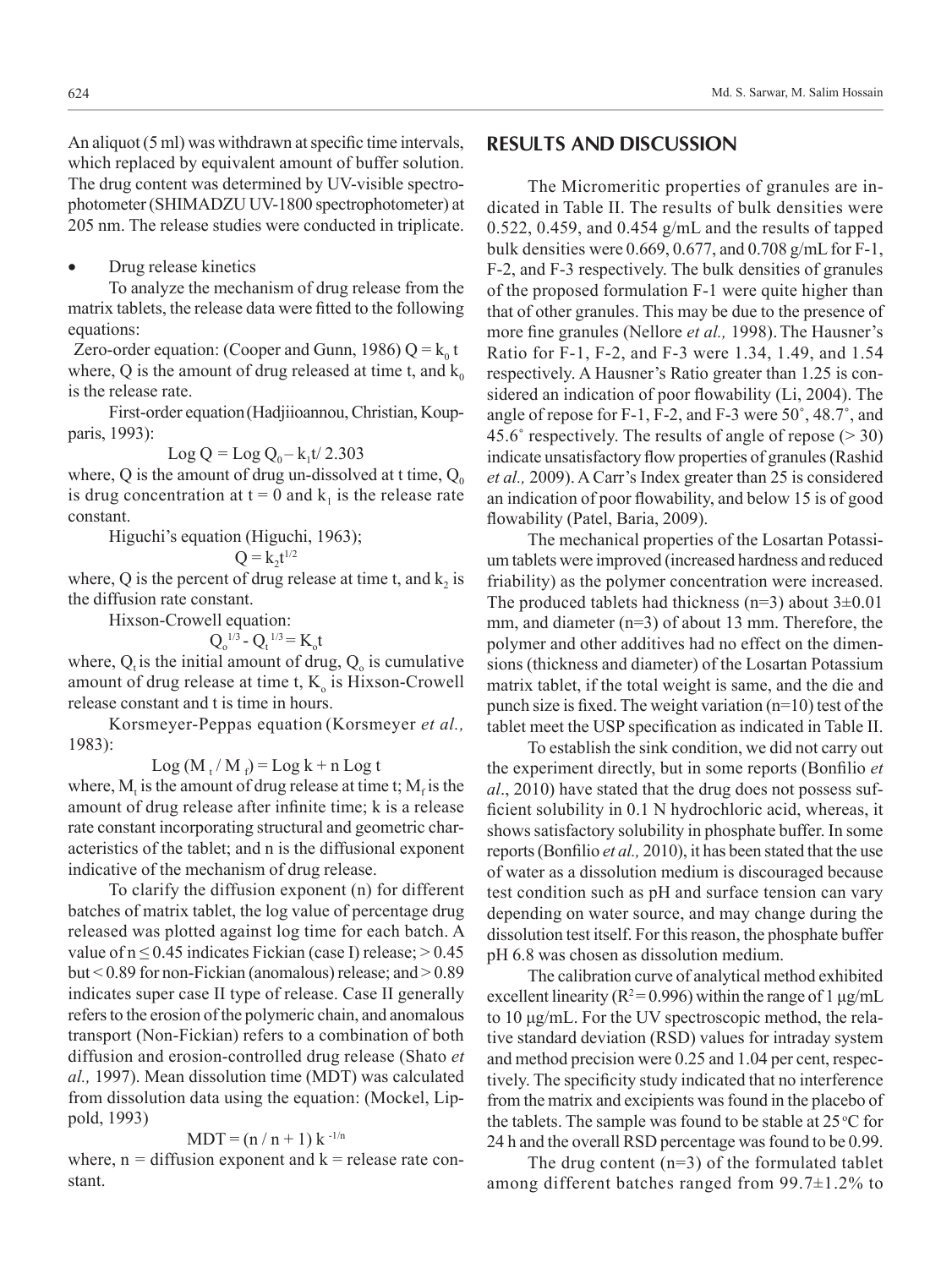An aliquot (5 ml) was withdrawn at specific time intervals, which replaced by equivalent amount of buffer solution. The drug content was determined by UV-visible spectrophotometer (SHIMADZU UV-1800 spectrophotometer) at 205 nm. The release studies were conducted in triplicate.

- Drug release kinetics

To analyze the mechanism of drug release from the matrix tablets, the release data were fitted to the following equations:

Zero-order equation: (Cooper and Gunn, 1986) $Q = k_0 t$ where, Q is the amount of drug released at time t, and $k_0$ is the release rate.

First-order equation (Hadjiioannou, Christian, Koupparis, 1993):

$$\text{Log } Q = \text{Log } Q_0 - k_1 t / 2.303$$

where, Q is the amount of drug un-dissolved at t time, $Q_0$ is drug concentration at t = 0 and $k_1$ is the release rate constant.

Higuchi's equation (Higuchi, 1963);

$$Q = k_2 t^{1/2}$$

where, Q is the percent of drug release at time t, and $k_2$ is the diffusion rate constant.

Hixson-Crowell equation:

$$Q_o^{1/3} - Q_t^{1/3} = K_o t$$

where, $Q_t$ is the initial amount of drug, $Q_o$ is cumulative amount of drug release at time t, $K_o$ is Hixson-Crowell release constant and t is time in hours.

Korsmeyer-Peppas equation (Korsmeyer *et al.,* 1983):

$$\text{Log } (M_t / M_f) = \text{Log } k + n \text{ Log } t$$

where, $M_t$ is the amount of drug release at time t; $M_f$ is the amount of drug release after infinite time; k is a release rate constant incorporating structural and geometric characteristics of the tablet; and n is the diffusional exponent indicative of the mechanism of drug release.

To clarify the diffusion exponent (n) for different batches of matrix tablet, the log value of percentage drug released was plotted against log time for each batch. A value of $n \leq 0.45$ indicates Fickian (case I) release; > 0.45 but < 0.89 for non-Fickian (anomalous) release; and > 0.89 indicates super case II type of release. Case II generally refers to the erosion of the polymeric chain, and anomalous transport (Non-Fickian) refers to a combination of both diffusion and erosion-controlled drug release (Shato *et al.,* 1997). Mean dissolution time (MDT) was calculated from dissolution data using the equation: (Mockel, Lippold, 1993)

$$\text{MDT} = (n / n + 1) \, k^{-1/n}$$

where, n = diffusion exponent and k = release rate constant.

## RESULTS AND DISCUSSION

The Micromeritic properties of granules are indicated in Table II. The results of bulk densities were 0.522, 0.459, and 0.454 g/mL and the results of tapped bulk densities were 0.669, 0.677, and 0.708 g/mL for F-1, F-2, and F-3 respectively. The bulk densities of granules of the proposed formulation F-1 were quite higher than that of other granules. This may be due to the presence of more fine granules (Nellore *et al.,* 1998). The Hausner's Ratio for F-1, F-2, and F-3 were 1.34, 1.49, and 1.54 respectively. A Hausner's Ratio greater than 1.25 is considered an indication of poor flowability (Li, 2004). The angle of repose for F-1, F-2, and F-3 were 50˚, 48.7˚, and 45.6˚ respectively. The results of angle of repose (> 30) indicate unsatisfactory flow properties of granules (Rashid *et al.,* 2009). A Carr's Index greater than 25 is considered an indication of poor flowability, and below 15 is of good flowability (Patel, Baria, 2009).

The mechanical properties of the Losartan Potassium tablets were improved (increased hardness and reduced friability) as the polymer concentration were increased. The produced tablets had thickness (n=3) about 3±0.01 mm, and diameter (n=3) of about 13 mm. Therefore, the polymer and other additives had no effect on the dimensions (thickness and diameter) of the Losartan Potassium matrix tablet, if the total weight is same, and the die and punch size is fixed. The weight variation (n=10) test of the tablet meet the USP specification as indicated in Table II.

To establish the sink condition, we did not carry out the experiment directly, but in some reports (Bonfilio *et al*., 2010) have stated that the drug does not possess sufficient solubility in 0.1 N hydrochloric acid, whereas, it shows satisfactory solubility in phosphate buffer. In some reports (Bonfilio *et al.,* 2010), it has been stated that the use of water as a dissolution medium is discouraged because test condition such as pH and surface tension can vary depending on water source, and may change during the dissolution test itself. For this reason, the phosphate buffer pH 6.8 was chosen as dissolution medium.

The calibration curve of analytical method exhibited excellent linearity ($R^2 = 0.996$) within the range of 1 μg/mL to 10 μg/mL. For the UV spectroscopic method, the relative standard deviation (RSD) values for intraday system and method precision were 0.25 and 1.04 per cent, respectively. The specificity study indicated that no interference from the matrix and excipients was found in the placebo of the tablets. The sample was found to be stable at 25 °C for 24 h and the overall RSD percentage was found to be 0.99.

The drug content (n=3) of the formulated tablet among different batches ranged from 99.7±1.2% to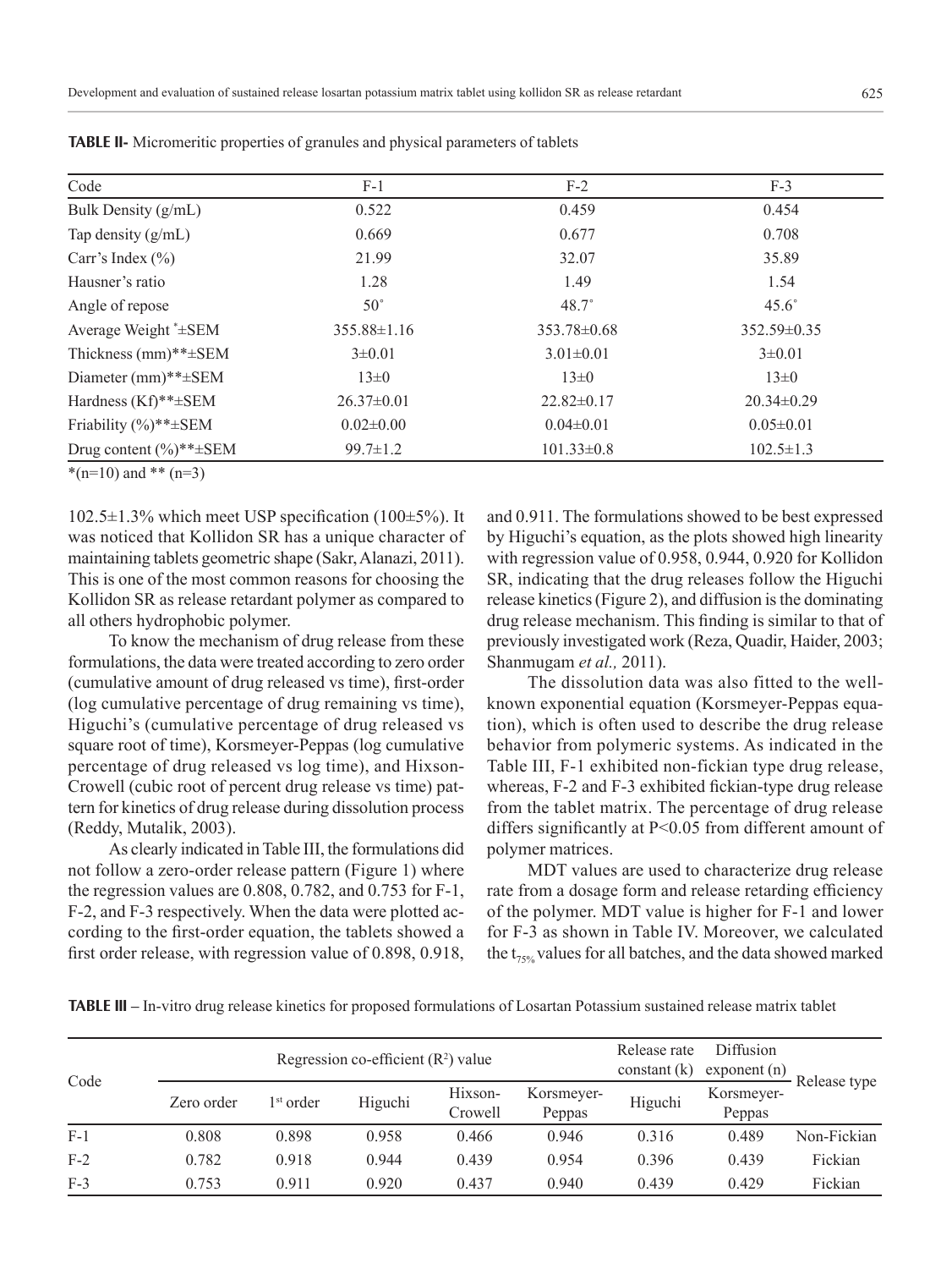**TABLE II-** Micromeritic properties of granules and physical parameters of tablets

| Code | F-1 | F-2 | F-3 |
|---|---|---|---|
| Bulk Density (g/mL) | 0.522 | 0.459 | 0.454 |
| Tap density (g/mL) | 0.669 | 0.677 | 0.708 |
| Carr's Index (%) | 21.99 | 32.07 | 35.89 |
| Hausner's ratio | 1.28 | 1.49 | 1.54 |
| Angle of repose | 50˚ | 48.7˚ | 45.6˚ |
| Average Weight *±SEM | 355.88±1.16 | 353.78±0.68 | 352.59±0.35 |
| Thickness (mm)**±SEM | 3±0.01 | 3.01±0.01 | 3±0.01 |
| Diameter (mm)**±SEM | 13±0 | 13±0 | 13±0 |
| Hardness (Kf)**±SEM | 26.37±0.01 | 22.82±0.17 | 20.34±0.29 |
| Friability (%)**±SEM | 0.02±0.00 | 0.04±0.01 | 0.05±0.01 |
| Drug content (%)**±SEM | 99.7±1.2 | 101.33±0.8 | 102.5±1.3 |

*(n=10) and ** (n=3)

102.5±1.3% which meet USP specification (100±5%). It was noticed that Kollidon SR has a unique character of maintaining tablets geometric shape (Sakr, Alanazi, 2011). This is one of the most common reasons for choosing the Kollidon SR as release retardant polymer as compared to all others hydrophobic polymer.

To know the mechanism of drug release from these formulations, the data were treated according to zero order (cumulative amount of drug released vs time), first-order (log cumulative percentage of drug remaining vs time), Higuchi's (cumulative percentage of drug released vs square root of time), Korsmeyer-Peppas (log cumulative percentage of drug released vs log time), and Hixson-Crowell (cubic root of percent drug release vs time) pattern for kinetics of drug release during dissolution process (Reddy, Mutalik, 2003).

As clearly indicated in Table III, the formulations did not follow a zero-order release pattern (Figure 1) where the regression values are 0.808, 0.782, and 0.753 for F-1, F-2, and F-3 respectively. When the data were plotted according to the first-order equation, the tablets showed a first order release, with regression value of 0.898, 0.918, and 0.911. The formulations showed to be best expressed by Higuchi's equation, as the plots showed high linearity with regression value of 0.958, 0.944, 0.920 for Kollidon SR, indicating that the drug releases follow the Higuchi release kinetics (Figure 2), and diffusion is the dominating drug release mechanism. This finding is similar to that of previously investigated work (Reza, Quadir, Haider, 2003; Shanmugam *et al.,* 2011).

The dissolution data was also fitted to the well-known exponential equation (Korsmeyer-Peppas equation), which is often used to describe the drug release behavior from polymeric systems. As indicated in the Table III, F-1 exhibited non-fickian type drug release, whereas, F-2 and F-3 exhibited fickian-type drug release from the tablet matrix. The percentage of drug release differs significantly at $P<0.05$ from different amount of polymer matrices.

MDT values are used to characterize drug release rate from a dosage form and release retarding efficiency of the polymer. MDT value is higher for F-1 and lower for F-3 as shown in Table IV. Moreover, we calculated the $t_{75\%}$ values for all batches, and the data showed marked

**TABLE III** – In-vitro drug release kinetics for proposed formulations of Losartan Potassium sustained release matrix tablet

| Code | Regression co-efficient ($R^2$) value | | | | | Release rate constant (k) | Diffusion exponent (n) | Release type |
|---|---|---|---|---|---|---|---|---|
| | Zero order | 1st order | Higuchi | Hixson-Crowell | Korsmeyer-Peppas | Higuchi | Korsmeyer-Peppas | |
| F-1 | 0.808 | 0.898 | 0.958 | 0.466 | 0.946 | 0.316 | 0.489 | Non-Fickian |
| F-2 | 0.782 | 0.918 | 0.944 | 0.439 | 0.954 | 0.396 | 0.439 | Fickian |
| F-3 | 0.753 | 0.911 | 0.920 | 0.437 | 0.940 | 0.439 | 0.429 | Fickian |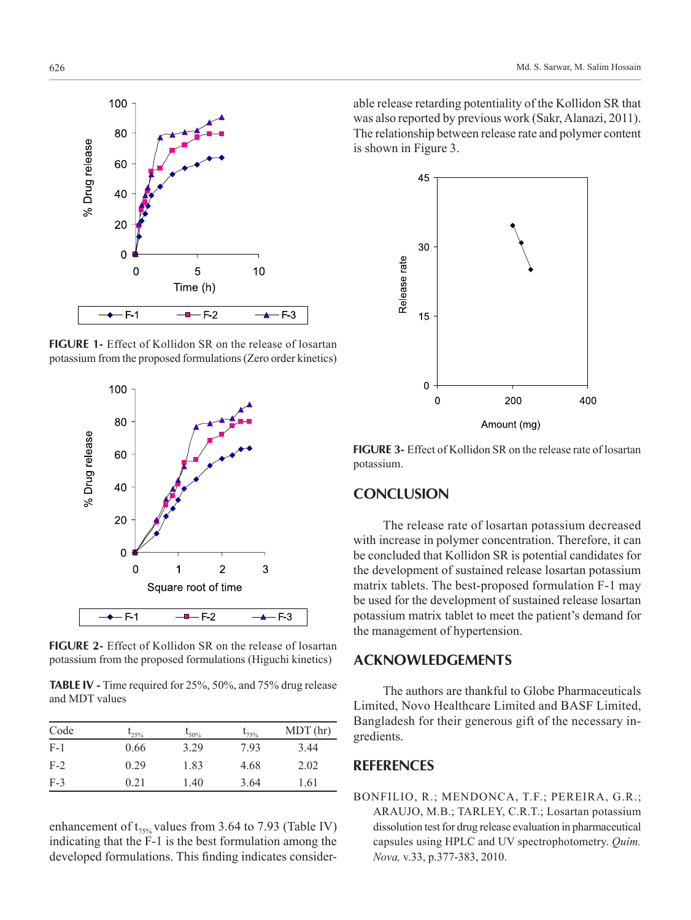FIGURE 1- Effect of Kollidon SR on the release of losartan potassium from the proposed formulations (Zero order kinetics)

FIGURE 2- Effect of Kollidon SR on the release of losartan potassium from the proposed formulations (Higuchi kinetics)

**TABLE IV -** Time required for 25%, 50%, and 75% drug release and MDT values

| Code | $t_{25\%}$ | $t_{50\%}$ | $t_{75\%}$ | MDT (hr) |
|---|---|---|---|---|
| F-1 | 0.66 | 3.29 | 7.93 | 3.44 |
| F-2 | 0.29 | 1.83 | 4.68 | 2.02 |
| F-3 | 0.21 | 1.40 | 3.64 | 1.61 |

enhancement of $t_{75\%}$ values from 3.64 to 7.93 (Table IV) indicating that the F-1 is the best formulation among the developed formulations. This finding indicates considerable release retarding potentiality of the Kollidon SR that was also reported by previous work (Sakr, Alanazi, 2011). The relationship between release rate and polymer content is shown in Figure 3.

FIGURE 3- Effect of Kollidon SR on the release rate of losartan potassium.

## CONCLUSION

The release rate of losartan potassium decreased with increase in polymer concentration. Therefore, it can be concluded that Kollidon SR is potential candidates for the development of sustained release losartan potassium matrix tablets. The best-proposed formulation F-1 may be used for the development of sustained release losartan potassium matrix tablet to meet the patient's demand for the management of hypertension.

## ACKNOWLEDGEMENTS

The authors are thankful to Globe Pharmaceuticals Limited, Novo Healthcare Limited and BASF Limited, Bangladesh for their generous gift of the necessary ingredients.

## REFERENCES

BONFILIO, R.; MENDONCA, T.F.; PEREIRA, G.R.; ARAUJO, M.B.; TARLEY, C.R.T.; Losartan potassium dissolution test for drug release evaluation in pharmaceutical capsules using HPLC and UV spectrophotometry. *Quím. Nova,* v.33, p.377-383, 2010.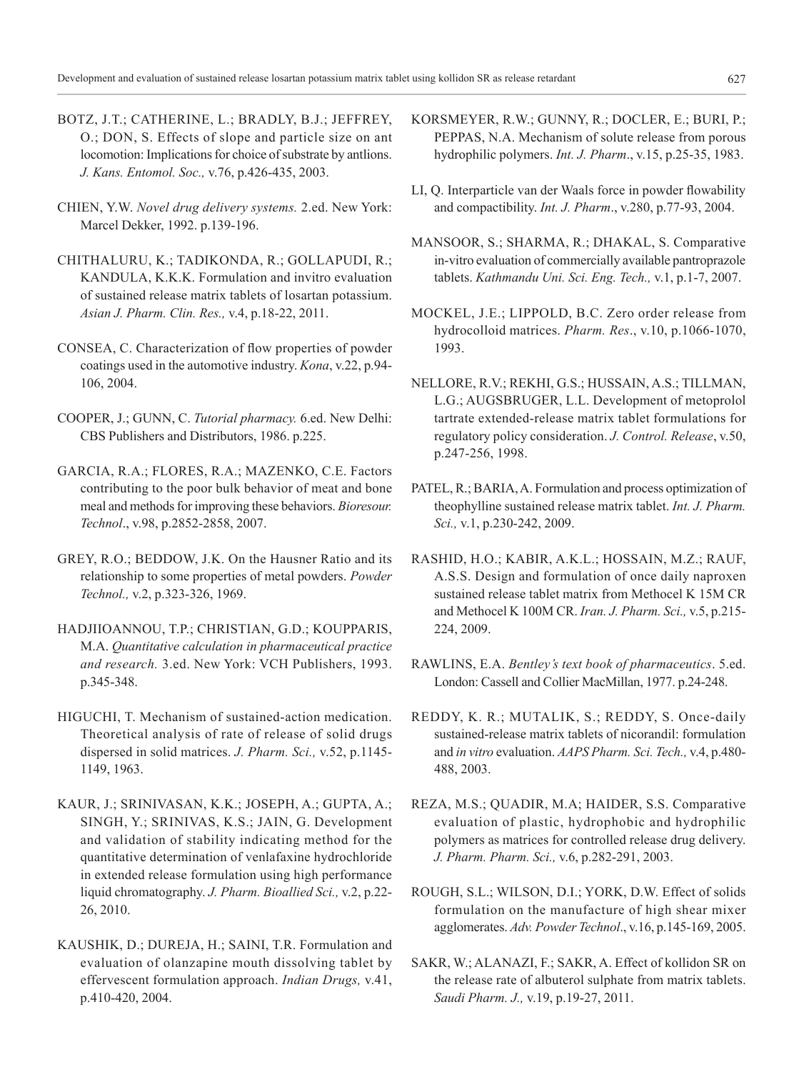BOTZ, J.T.; CATHERINE, L.; BRADLY, B.J.; JEFFREY, O.; DON, S. Effects of slope and particle size on ant locomotion: Implications for choice of substrate by antlions. *J. Kans. Entomol. Soc.,* v.76, p.426-435, 2003.

CHIEN, Y.W. *Novel drug delivery systems.* 2.ed. New York: Marcel Dekker, 1992. p.139-196.

CHITHALURU, K.; TADIKONDA, R.; GOLLAPUDI, R.; KANDULA, K.K.K. Formulation and invitro evaluation of sustained release matrix tablets of losartan potassium. *Asian J. Pharm. Clin. Res.,* v.4, p.18-22, 2011.

CONSEA, C. Characterization of flow properties of powder coatings used in the automotive industry. *Kona*, v.22, p.94-106, 2004.

COOPER, J.; GUNN, C. *Tutorial pharmacy.* 6.ed. New Delhi: CBS Publishers and Distributors, 1986. p.225.

GARCIA, R.A.; FLORES, R.A.; MAZENKO, C.E. Factors contributing to the poor bulk behavior of meat and bone meal and methods for improving these behaviors. *Bioresour. Technol*., v.98, p.2852-2858, 2007.

GREY, R.O.; BEDDOW, J.K. On the Hausner Ratio and its relationship to some properties of metal powders. *Powder Technol.,* v.2, p.323-326, 1969.

HADJIIOANNOU, T.P.; CHRISTIAN, G.D.; KOUPPARIS, M.A. *Quantitative calculation in pharmaceutical practice and research.* 3.ed. New York: VCH Publishers, 1993. p.345-348.

HIGUCHI, T. Mechanism of sustained-action medication. Theoretical analysis of rate of release of solid drugs dispersed in solid matrices. *J. Pharm. Sci.,* v.52, p.1145-1149, 1963.

KAUR, J.; SRINIVASAN, K.K.; JOSEPH, A.; GUPTA, A.; SINGH, Y.; SRINIVAS, K.S.; JAIN, G. Development and validation of stability indicating method for the quantitative determination of venlafaxine hydrochloride in extended release formulation using high performance liquid chromatography. *J. Pharm. Bioallied Sci.,* v.2, p.22-26, 2010.

KAUSHIK, D.; DUREJA, H.; SAINI, T.R. Formulation and evaluation of olanzapine mouth dissolving tablet by effervescent formulation approach. *Indian Drugs,* v.41, p.410-420, 2004.

KORSMEYER, R.W.; GUNNY, R.; DOCLER, E.; BURI, P.; PEPPAS, N.A. Mechanism of solute release from porous hydrophilic polymers. *Int. J. Pharm*., v.15, p.25-35, 1983.

LI, Q. Interparticle van der Waals force in powder flowability and compactibility. *Int. J. Pharm*., v.280, p.77-93, 2004.

MANSOOR, S.; SHARMA, R.; DHAKAL, S. Comparative in-vitro evaluation of commercially available pantroprazole tablets. *Kathmandu Uni. Sci. Eng. Tech.,* v.1, p.1-7, 2007.

MOCKEL, J.E.; LIPPOLD, B.C. Zero order release from hydrocolloid matrices. *Pharm. Res*., v.10, p.1066-1070, 1993.

NELLORE, R.V.; REKHI, G.S.; HUSSAIN, A.S.; TILLMAN, L.G.; AUGSBRUGER, L.L. Development of metoprolol tartrate extended-release matrix tablet formulations for regulatory policy consideration. *J. Control. Release*, v.50, p.247-256, 1998.

PATEL, R.; BARIA, A. Formulation and process optimization of theophylline sustained release matrix tablet. *Int. J. Pharm. Sci.,* v.1, p.230-242, 2009.

RASHID, H.O.; KABIR, A.K.L.; HOSSAIN, M.Z.; RAUF, A.S.S. Design and formulation of once daily naproxen sustained release tablet matrix from Methocel K 15M CR and Methocel K 100M CR. *Iran. J. Pharm. Sci.,* v.5, p.215-224, 2009.

RAWLINS, E.A. *Bentley's text book of pharmaceutics*. 5.ed. London: Cassell and Collier MacMillan, 1977. p.24-248.

REDDY, K. R.; MUTALIK, S.; REDDY, S. Once-daily sustained-release matrix tablets of nicorandil: formulation and *in vitro* evaluation. *AAPS Pharm. Sci. Tech.,* v.4, p.480-488, 2003.

REZA, M.S.; QUADIR, M.A; HAIDER, S.S. Comparative evaluation of plastic, hydrophobic and hydrophilic polymers as matrices for controlled release drug delivery. *J. Pharm. Pharm. Sci.,* v.6, p.282-291, 2003.

ROUGH, S.L.; WILSON, D.I.; YORK, D.W. Effect of solids formulation on the manufacture of high shear mixer agglomerates. *Adv. Powder Technol*., v.16, p.145-169, 2005.

SAKR, W.; ALANAZI, F.; SAKR, A. Effect of kollidon SR on the release rate of albuterol sulphate from matrix tablets. *Saudi Pharm. J.,* v.19, p.19-27, 2011.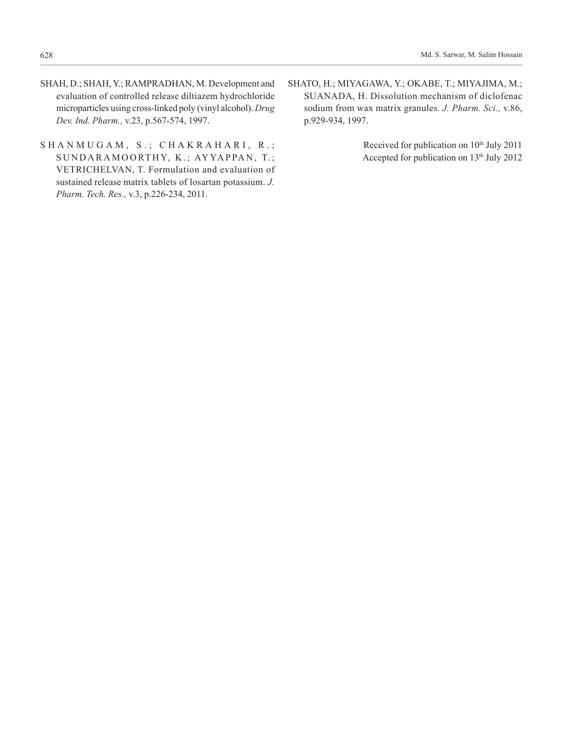SHAH, D.; SHAH, Y.; RAMPRADHAN, M. Development and evaluation of controlled release diltiazem hydrochloride microparticles using cross-linked poly (vinyl alcohol). *Drug Dev. Ind. Pharm.,* v.23, p.567-574, 1997.

SHANMUGAM, S.; CHAKRAHARI, R.; SUNDARAMOORTHY, K.; AYYAPPAN, T.; VETRICHELVAN, T. Formulation and evaluation of sustained release matrix tablets of losartan potassium. *J. Pharm. Tech. Res.,* v.3, p.226-234, 2011.

SHATO, H.; MIYAGAWA, Y.; OKABE, T.; MIYAJIMA, M.; SUANADA, H. Dissolution mechanism of diclofenac sodium from wax matrix granules. *J. Pharm. Sci.,* v.86, p.929-934, 1997.

Received for publication on 10th July 2011
Accepted for publication on 13th July 2012